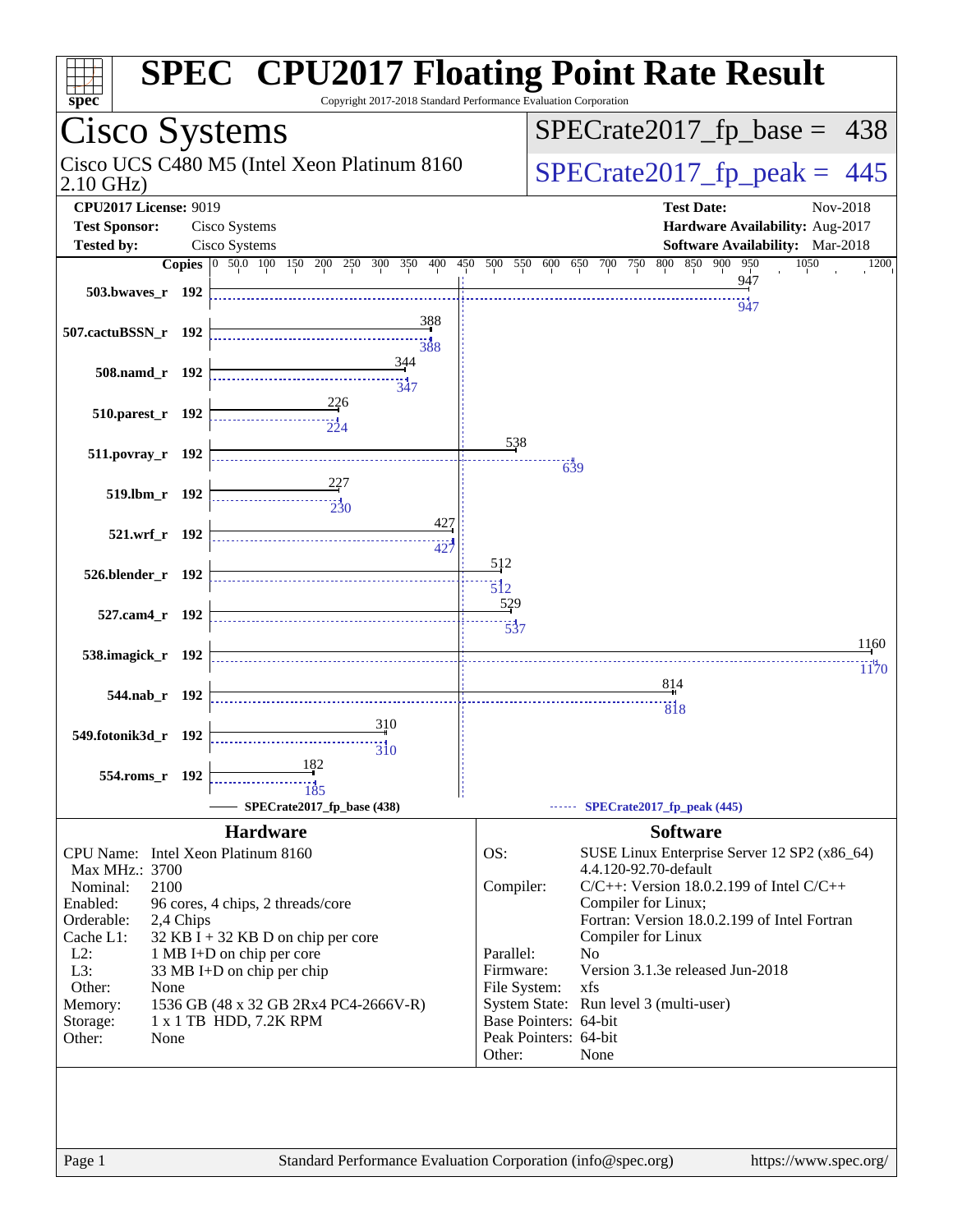# SPEC CPU2017 Floating Point Rate Result

Copyright 2017-2018 Standard Performance Evaluation Corporation

## Cisco Systems

Cisco UCS C480 M5 (Intel Xeon Platinum 8160 2.10 GHz)

SPECrate2017_fp_base = 438

SPECrate2017_fp_peak = 445

**CPU2017 License:** 9019
**Test Sponsor:** Cisco Systems
**Tested by:** Cisco Systems

**Test Date:** Nov-2018
**Hardware Availability:** Aug-2017
**Software Availability:** Mar-2018

| Benchmark | Copies | Base | Peak |
|---|---|---|---|
| 503.bwaves_r | 192 | 947 | 947 |
| 507.cactuBSSN_r | 192 | 388 | 388 |
| 508.namd_r | 192 | 344 | 347 |
| 510.parest_r | 192 | 226 | 224 |
| 511.povray_r | 192 | 538 | 639 |
| 519.lbm_r | 192 | 227 | 230 |
| 521.wrf_r | 192 | 427 | 427 |
| 526.blender_r | 192 | 512 | 512 |
| 527.cam4_r | 192 | 529 | 537 |
| 538.imagick_r | 192 | 1160 | 1170 |
| 544.nab_r | 192 | 814 | 818 |
| 549.fotonik3d_r | 192 | 310 | 310 |
| 554.roms_r | 192 | 182 | 185 |

SPECrate2017_fp_base (438) — SPECrate2017_fp_peak (445)

### Hardware

| | |
|---|---|
| CPU Name: | Intel Xeon Platinum 8160 |
| Max MHz.: | 3700 |
| Nominal: | 2100 |
| Enabled: | 96 cores, 4 chips, 2 threads/core |
| Orderable: | 2,4 Chips |
| Cache L1: | 32 KB I + 32 KB D on chip per core |
| L2: | 1 MB I+D on chip per core |
| L3: | 33 MB I+D on chip per chip |
| Other: | None |
| Memory: | 1536 GB (48 x 32 GB 2Rx4 PC4-2666V-R) |
| Storage: | 1 x 1 TB HDD, 7.2K RPM |
| Other: | None |

### Software

| | |
|---|---|
| OS: | SUSE Linux Enterprise Server 12 SP2 (x86_64) 4.4.120-92.70-default |
| Compiler: | C/C++: Version 18.0.2.199 of Intel C/C++ Compiler for Linux; Fortran: Version 18.0.2.199 of Intel Fortran Compiler for Linux |
| Parallel: | No |
| Firmware: | Version 3.1.3e released Jun-2018 |
| File System: | xfs |
| System State: | Run level 3 (multi-user) |
| Base Pointers: | 64-bit |
| Peak Pointers: | 64-bit |
| Other: | None |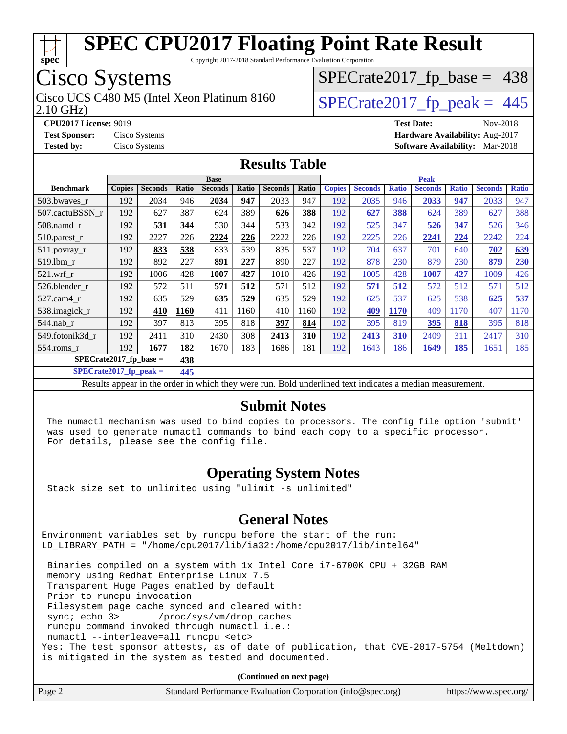# SPEC CPU2017 Floating Point Rate Result

Copyright 2017-2018 Standard Performance Evaluation Corporation

## Cisco Systems

Cisco UCS C480 M5 (Intel Xeon Platinum 8160 2.10 GHz)

SPECrate2017_fp_base = 438

SPECrate2017_fp_peak = 445

**CPU2017 License:** 9019
**Test Sponsor:** Cisco Systems
**Tested by:** Cisco Systems

**Test Date:** Nov-2018
**Hardware Availability:** Aug-2017
**Software Availability:** Mar-2018

## Results Table

| | Base | | | | | | | Peak | | | | | | |
|---|---|---|---|---|---|---|---|---|---|---|---|---|---|---|
| **Benchmark** | **Copies** | **Seconds** | **Ratio** | **Seconds** | **Ratio** | **Seconds** | **Ratio** | **Copies** | **Seconds** | **Ratio** | **Seconds** | **Ratio** | **Seconds** | **Ratio** |
| 503.bwaves_r | 192 | 2034 | 946 | **2034** | **947** | 2033 | 947 | 192 | 2035 | 946 | **2033** | **947** | 2033 | 947 |
| 507.cactuBSSN_r | 192 | 627 | 387 | 624 | 389 | **626** | **388** | 192 | **627** | **388** | 624 | 389 | 627 | 388 |
| 508.namd_r | 192 | **531** | **344** | 530 | 344 | 533 | 342 | 192 | 525 | 347 | **526** | **347** | 526 | 346 |
| 510.parest_r | 192 | 2227 | 226 | **2224** | **226** | 2222 | 226 | 192 | 2225 | 226 | **2241** | **224** | 2242 | 224 |
| 511.povray_r | 192 | **833** | **538** | 833 | 539 | 835 | 537 | 192 | 704 | 637 | 701 | 640 | **702** | **639** |
| 519.lbm_r | 192 | 892 | 227 | **891** | **227** | 890 | 227 | 192 | 878 | 230 | 879 | 230 | **879** | **230** |
| 521.wrf_r | 192 | 1006 | 428 | **1007** | **427** | 1010 | 426 | 192 | 1005 | 428 | **1007** | **427** | 1009 | 426 |
| 526.blender_r | 192 | 572 | 511 | **571** | **512** | 571 | 512 | 192 | **571** | **512** | 572 | 512 | 571 | 512 |
| 527.cam4_r | 192 | 635 | 529 | **635** | **529** | 635 | 529 | 192 | 625 | 537 | 625 | 538 | **625** | **537** |
| 538.imagick_r | 192 | **410** | **1160** | 411 | 1160 | 410 | 1160 | 192 | **409** | **1170** | 409 | 1170 | 407 | 1170 |
| 544.nab_r | 192 | 397 | 813 | 395 | 818 | **397** | **814** | 192 | 395 | 819 | **395** | **818** | 395 | 818 |
| 549.fotonik3d_r | 192 | 2411 | 310 | 2430 | 308 | **2413** | **310** | 192 | **2413** | **310** | 2409 | 311 | 2417 | 310 |
| 554.roms_r | 192 | **1677** | **182** | 1670 | 183 | 1686 | 181 | 192 | 1643 | 186 | **1649** | **185** | 1651 | 185 |

**SPECrate2017_fp_base = 438**

**SPECrate2017_fp_peak = 445**

Results appear in the order in which they were run. Bold underlined text indicates a median measurement.

## Submit Notes

```
The numactl mechanism was used to bind copies to processors. The config file option 'submit'
was used to generate numactl commands to bind each copy to a specific processor.
For details, please see the config file.
```

## Operating System Notes

```
Stack size set to unlimited using "ulimit -s unlimited"
```

## General Notes

```
Environment variables set by runcpu before the start of the run:
LD_LIBRARY_PATH = "/home/cpu2017/lib/ia32:/home/cpu2017/lib/intel64"

 Binaries compiled on a system with 1x Intel Core i7-6700K CPU + 32GB RAM
 memory using Redhat Enterprise Linux 7.5
 Transparent Huge Pages enabled by default
 Prior to runcpu invocation
 Filesystem page cache synced and cleared with:
 sync; echo 3>       /proc/sys/vm/drop_caches
 runcpu command invoked through numactl i.e.:
 numactl --interleave=all runcpu <etc>
Yes: The test sponsor attests, as of date of publication, that CVE-2017-5754 (Meltdown)
is mitigated in the system as tested and documented.
```

(Continued on next page)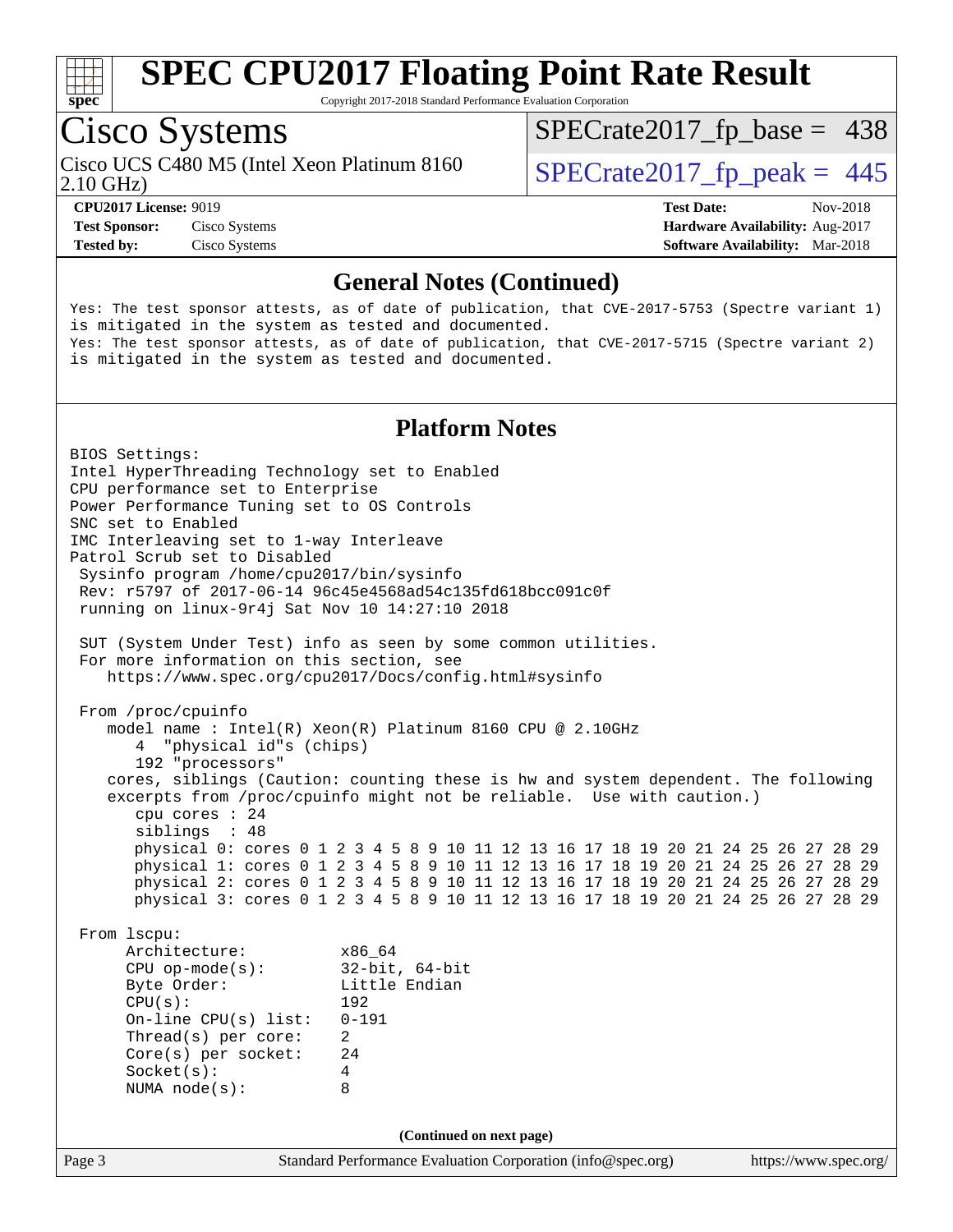# SPEC CPU2017 Floating Point Rate Result

Copyright 2017-2018 Standard Performance Evaluation Corporation

## Cisco Systems

Cisco UCS C480 M5 (Intel Xeon Platinum 8160 2.10 GHz)

SPECrate2017_fp_base = 438

SPECrate2017_fp_peak = 445

**CPU2017 License:** 9019
**Test Sponsor:** Cisco Systems
**Tested by:** Cisco Systems

**Test Date:** Nov-2018
**Hardware Availability:** Aug-2017
**Software Availability:** Mar-2018

### General Notes (Continued)

```
Yes: The test sponsor attests, as of date of publication, that CVE-2017-5753 (Spectre variant 1)
is mitigated in the system as tested and documented.
Yes: The test sponsor attests, as of date of publication, that CVE-2017-5715 (Spectre variant 2)
is mitigated in the system as tested and documented.
```

### Platform Notes

```
BIOS Settings:
Intel HyperThreading Technology set to Enabled
CPU performance set to Enterprise
Power Performance Tuning set to OS Controls
SNC set to Enabled
IMC Interleaving set to 1-way Interleave
Patrol Scrub set to Disabled
 Sysinfo program /home/cpu2017/bin/sysinfo
 Rev: r5797 of 2017-06-14 96c45e4568ad54c135fd618bcc091c0f
 running on linux-9r4j Sat Nov 10 14:27:10 2018

 SUT (System Under Test) info as seen by some common utilities.
 For more information on this section, see
    https://www.spec.org/cpu2017/Docs/config.html#sysinfo

 From /proc/cpuinfo
    model name : Intel(R) Xeon(R) Platinum 8160 CPU @ 2.10GHz
       4  "physical id"s (chips)
       192 "processors"
    cores, siblings (Caution: counting these is hw and system dependent. The following
    excerpts from /proc/cpuinfo might not be reliable.  Use with caution.)
       cpu cores : 24
       siblings  : 48
       physical 0: cores 0 1 2 3 4 5 8 9 10 11 12 13 16 17 18 19 20 21 24 25 26 27 28 29
       physical 1: cores 0 1 2 3 4 5 8 9 10 11 12 13 16 17 18 19 20 21 24 25 26 27 28 29
       physical 2: cores 0 1 2 3 4 5 8 9 10 11 12 13 16 17 18 19 20 21 24 25 26 27 28 29
       physical 3: cores 0 1 2 3 4 5 8 9 10 11 12 13 16 17 18 19 20 21 24 25 26 27 28 29

 From lscpu:
      Architecture:          x86_64
      CPU op-mode(s):        32-bit, 64-bit
      Byte Order:            Little Endian
      CPU(s):                192
      On-line CPU(s) list:   0-191
      Thread(s) per core:    2
      Core(s) per socket:    24
      Socket(s):             4
      NUMA node(s):          8
```

**(Continued on next page)**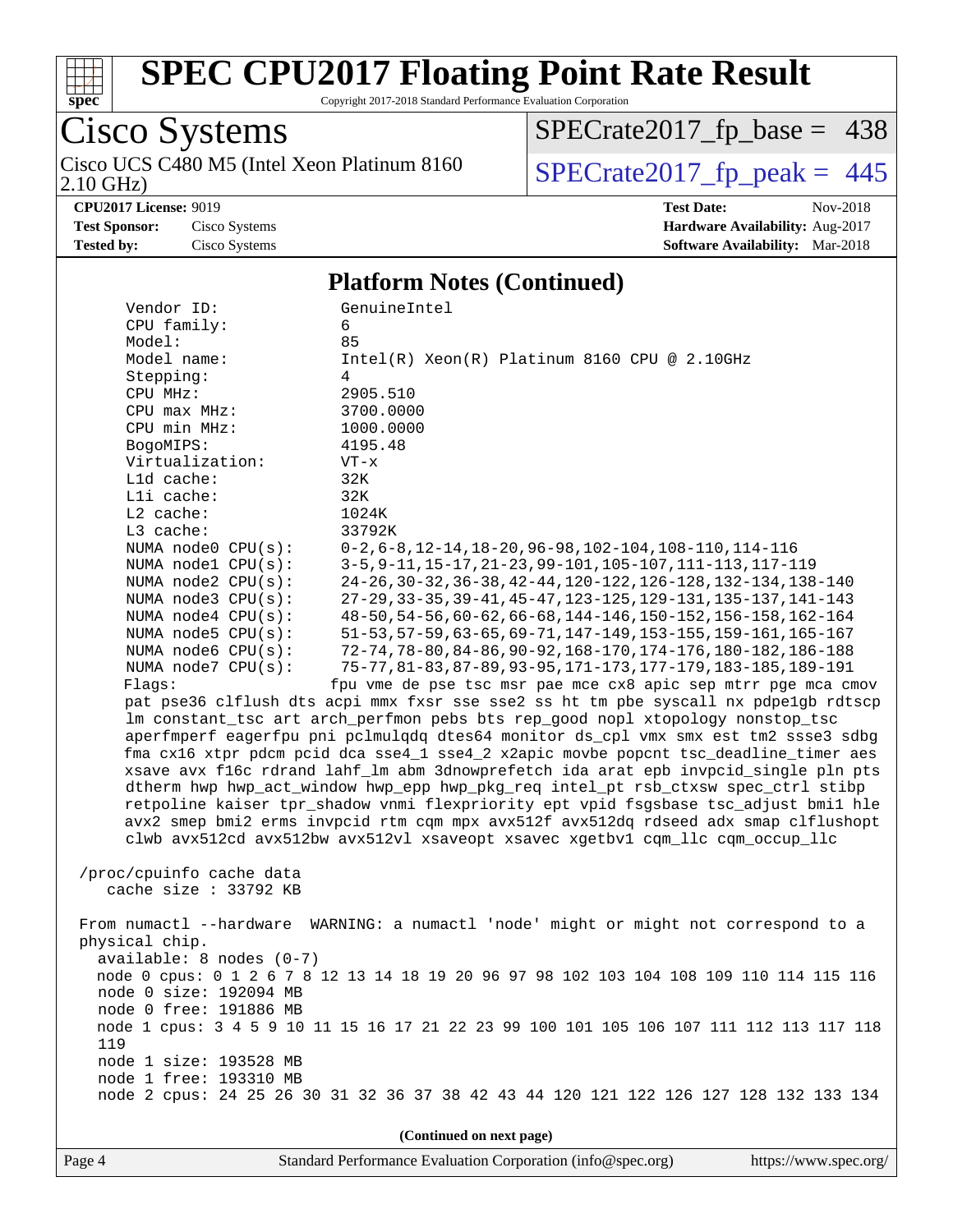# SPEC CPU2017 Floating Point Rate Result

Copyright 2017-2018 Standard Performance Evaluation Corporation

**Cisco Systems**

Cisco UCS C480 M5 (Intel Xeon Platinum 8160 2.10 GHz)

SPECrate2017_fp_base = 438

SPECrate2017_fp_peak = 445

**CPU2017 License:** 9019
**Test Sponsor:** Cisco Systems
**Tested by:** Cisco Systems

**Test Date:** Nov-2018
**Hardware Availability:** Aug-2017
**Software Availability:** Mar-2018

## Platform Notes (Continued)

```
     Vendor ID:             GenuineIntel
     CPU family:            6
     Model:                 85
     Model name:            Intel(R) Xeon(R) Platinum 8160 CPU @ 2.10GHz
     Stepping:              4
     CPU MHz:               2905.510
     CPU max MHz:           3700.0000
     CPU min MHz:           1000.0000
     BogoMIPS:              4195.48
     Virtualization:        VT-x
     L1d cache:             32K
     L1i cache:             32K
     L2 cache:              1024K
     L3 cache:              33792K
     NUMA node0 CPU(s):     0-2,6-8,12-14,18-20,96-98,102-104,108-110,114-116
     NUMA node1 CPU(s):     3-5,9-11,15-17,21-23,99-101,105-107,111-113,117-119
     NUMA node2 CPU(s):     24-26,30-32,36-38,42-44,120-122,126-128,132-134,138-140
     NUMA node3 CPU(s):     27-29,33-35,39-41,45-47,123-125,129-131,135-137,141-143
     NUMA node4 CPU(s):     48-50,54-56,60-62,66-68,144-146,150-152,156-158,162-164
     NUMA node5 CPU(s):     51-53,57-59,63-65,69-71,147-149,153-155,159-161,165-167
     NUMA node6 CPU(s):     72-74,78-80,84-86,90-92,168-170,174-176,180-182,186-188
     NUMA node7 CPU(s):     75-77,81-83,87-89,93-95,171-173,177-179,183-185,189-191
     Flags:                fpu vme de pse tsc msr pae mce cx8 apic sep mtrr pge mca cmov
     pat pse36 clflush dts acpi mmx fxsr sse sse2 ss ht tm pbe syscall nx pdpe1gb rdtscp
     lm constant_tsc art arch_perfmon pebs bts rep_good nopl xtopology nonstop_tsc
     aperfmperf eagerfpu pni pclmulqdq dtes64 monitor ds_cpl vmx smx est tm2 ssse3 sdbg
     fma cx16 xtpr pdcm pcid dca sse4_1 sse4_2 x2apic movbe popcnt tsc_deadline_timer aes
     xsave avx f16c rdrand lahf_lm abm 3dnowprefetch ida arat epb invpcid_single pln pts
     dtherm hwp hwp_act_window hwp_epp hwp_pkg_req intel_pt rsb_ctxsw spec_ctrl stibp
     retpoline kaiser tpr_shadow vnmi flexpriority ept vpid fsgsbase tsc_adjust bmi1 hle
     avx2 smep bmi2 erms invpcid rtm cqm mpx avx512f avx512dq rdseed adx smap clflushopt
     clwb avx512cd avx512bw avx512vl xsaveopt xsavec xgetbv1 cqm_llc cqm_occup_llc

 /proc/cpuinfo cache data
    cache size : 33792 KB

 From numactl --hardware  WARNING: a numactl 'node' might or might not correspond to a
 physical chip.
   available: 8 nodes (0-7)
   node 0 cpus: 0 1 2 6 7 8 12 13 14 18 19 20 96 97 98 102 103 104 108 109 110 114 115 116
   node 0 size: 192094 MB
   node 0 free: 191886 MB
   node 1 cpus: 3 4 5 9 10 11 15 16 17 21 22 23 99 100 101 105 106 107 111 112 113 117 118
   119
   node 1 size: 193528 MB
   node 1 free: 193310 MB
   node 2 cpus: 24 25 26 30 31 32 36 37 38 42 43 44 120 121 122 126 127 128 132 133 134
```

**(Continued on next page)**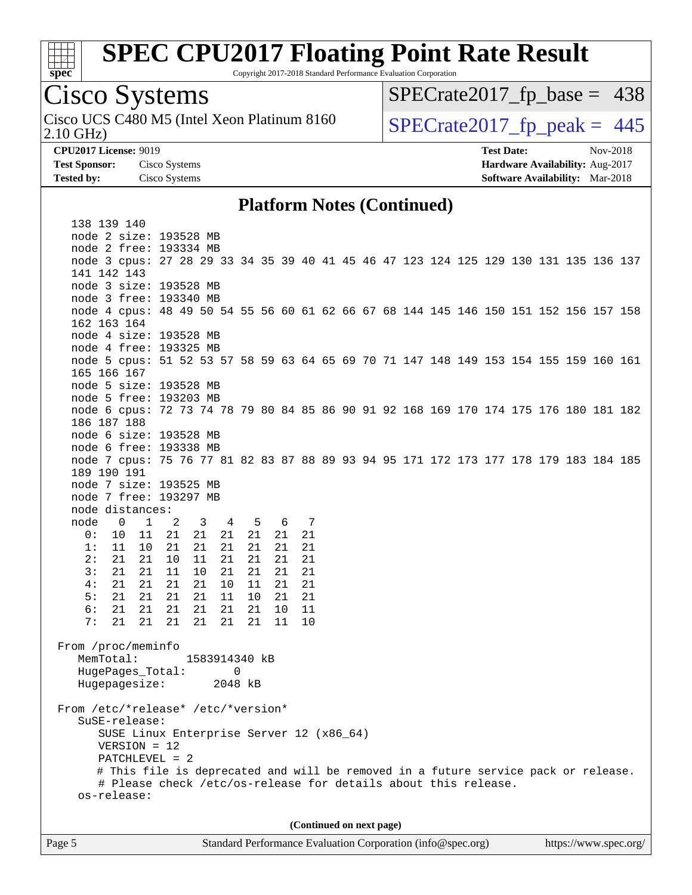# SPEC CPU2017 Floating Point Rate Result

Copyright 2017-2018 Standard Performance Evaluation Corporation

**Cisco Systems**

Cisco UCS C480 M5 (Intel Xeon Platinum 8160 2.10 GHz)

SPECrate2017_fp_base = 438

SPECrate2017_fp_peak = 445

**CPU2017 License:** 9019
**Test Sponsor:** Cisco Systems
**Tested by:** Cisco Systems

**Test Date:** Nov-2018
**Hardware Availability:** Aug-2017
**Software Availability:** Mar-2018

## Platform Notes (Continued)

```
    138 139 140
    node 2 size: 193528 MB
    node 2 free: 193334 MB
    node 3 cpus: 27 28 29 33 34 35 39 40 41 45 46 47 123 124 125 129 130 131 135 136 137
    141 142 143
    node 3 size: 193528 MB
    node 3 free: 193340 MB
    node 4 cpus: 48 49 50 54 55 56 60 61 62 66 67 68 144 145 146 150 151 152 156 157 158
    162 163 164
    node 4 size: 193528 MB
    node 4 free: 193325 MB
    node 5 cpus: 51 52 53 57 58 59 63 64 65 69 70 71 147 148 149 153 154 155 159 160 161
    165 166 167
    node 5 size: 193528 MB
    node 5 free: 193203 MB
    node 6 cpus: 72 73 74 78 79 80 84 85 86 90 91 92 168 169 170 174 175 176 180 181 182
    186 187 188
    node 6 size: 193528 MB
    node 6 free: 193338 MB
    node 7 cpus: 75 76 77 81 82 83 87 88 89 93 94 95 171 172 173 177 178 179 183 184 185
    189 190 191
    node 7 size: 193525 MB
    node 7 free: 193297 MB
    node distances:
    node   0   1   2   3   4   5   6   7
      0:  10  11  21  21  21  21  21  21
      1:  11  10  21  21  21  21  21  21
      2:  21  21  10  11  21  21  21  21
      3:  21  21  11  10  21  21  21  21
      4:  21  21  21  21  10  11  21  21
      5:  21  21  21  21  11  10  21  21
      6:  21  21  21  21  21  21  10  11
      7:  21  21  21  21  21  21  11  10

 From /proc/meminfo
    MemTotal:       1583914340 kB
    HugePages_Total:       0
    Hugepagesize:       2048 kB

 From /etc/*release* /etc/*version*
    SuSE-release:
       SUSE Linux Enterprise Server 12 (x86_64)
       VERSION = 12
       PATCHLEVEL = 2
       # This file is deprecated and will be removed in a future service pack or release.
       # Please check /etc/os-release for details about this release.
    os-release:
```

(Continued on next page)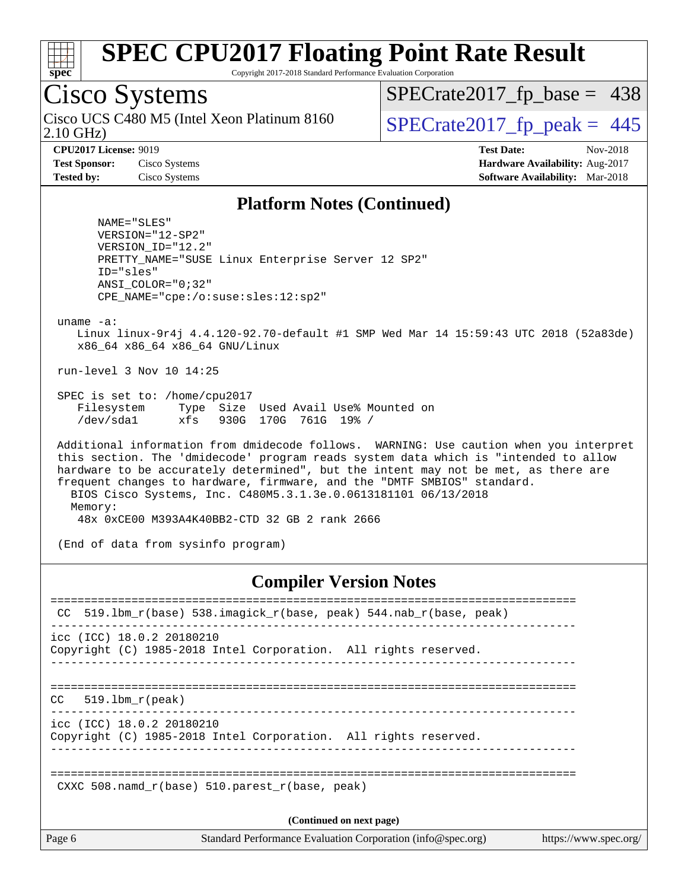# SPEC CPU2017 Floating Point Rate Result

Copyright 2017-2018 Standard Performance Evaluation Corporation

## Cisco Systems

Cisco UCS C480 M5 (Intel Xeon Platinum 8160 2.10 GHz)

SPECrate2017_fp_base = 438

SPECrate2017_fp_peak = 445

**CPU2017 License:** 9019
**Test Sponsor:** Cisco Systems
**Tested by:** Cisco Systems

**Test Date:** Nov-2018
**Hardware Availability:** Aug-2017
**Software Availability:** Mar-2018

### Platform Notes (Continued)

```
      NAME="SLES"
      VERSION="12-SP2"
      VERSION_ID="12.2"
      PRETTY_NAME="SUSE Linux Enterprise Server 12 SP2"
      ID="sles"
      ANSI_COLOR="0;32"
      CPE_NAME="cpe:/o:suse:sles:12:sp2"

 uname -a:
    Linux linux-9r4j 4.4.120-92.70-default #1 SMP Wed Mar 14 15:59:43 UTC 2018 (52a83de)
    x86_64 x86_64 x86_64 GNU/Linux

 run-level 3 Nov 10 14:25

 SPEC is set to: /home/cpu2017
    Filesystem     Type  Size  Used Avail Use% Mounted on
    /dev/sda1      xfs   930G  170G  761G  19% /

 Additional information from dmidecode follows.  WARNING: Use caution when you interpret
 this section. The 'dmidecode' program reads system data which is "intended to allow
 hardware to be accurately determined", but the intent may not be met, as there are
 frequent changes to hardware, firmware, and the "DMTF SMBIOS" standard.
   BIOS Cisco Systems, Inc. C480M5.3.1.3e.0.0613181101 06/13/2018
   Memory:
    48x 0xCE00 M393A4K40BB2-CTD 32 GB 2 rank 2666

 (End of data from sysinfo program)
```

### Compiler Version Notes

```
==============================================================================
 CC  519.lbm_r(base) 538.imagick_r(base, peak) 544.nab_r(base, peak)
------------------------------------------------------------------------------
icc (ICC) 18.0.2 20180210
Copyright (C) 1985-2018 Intel Corporation.  All rights reserved.
------------------------------------------------------------------------------

==============================================================================
CC   519.lbm_r(peak)
------------------------------------------------------------------------------
icc (ICC) 18.0.2 20180210
Copyright (C) 1985-2018 Intel Corporation.  All rights reserved.
------------------------------------------------------------------------------

==============================================================================
 CXXC 508.namd_r(base) 510.parest_r(base, peak)
```

(Continued on next page)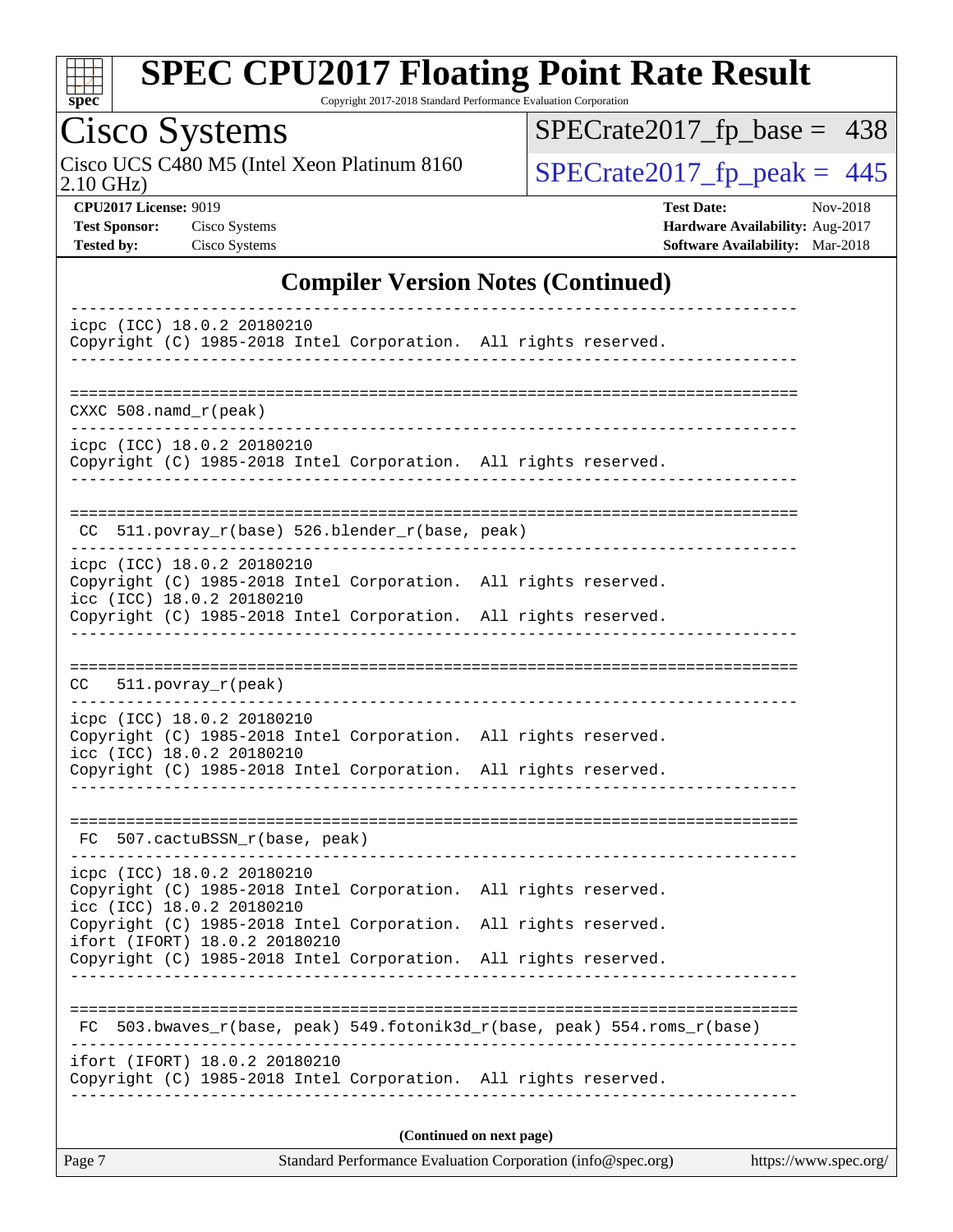# SPEC CPU2017 Floating Point Rate Result

Copyright 2017-2018 Standard Performance Evaluation Corporation

## Cisco Systems

Cisco UCS C480 M5 (Intel Xeon Platinum 8160 2.10 GHz)

SPECrate2017_fp_base = 438

SPECrate2017_fp_peak = 445

**CPU2017 License:** 9019
**Test Sponsor:** Cisco Systems
**Tested by:** Cisco Systems

**Test Date:** Nov-2018
**Hardware Availability:** Aug-2017
**Software Availability:** Mar-2018

### Compiler Version Notes (Continued)

```
------------------------------------------------------------------------------
icpc (ICC) 18.0.2 20180210
Copyright (C) 1985-2018 Intel Corporation.  All rights reserved.
------------------------------------------------------------------------------

==============================================================================
CXXC 508.namd_r(peak)
------------------------------------------------------------------------------
icpc (ICC) 18.0.2 20180210
Copyright (C) 1985-2018 Intel Corporation.  All rights reserved.
------------------------------------------------------------------------------

==============================================================================
 CC  511.povray_r(base) 526.blender_r(base, peak)
------------------------------------------------------------------------------
icpc (ICC) 18.0.2 20180210
Copyright (C) 1985-2018 Intel Corporation.  All rights reserved.
icc (ICC) 18.0.2 20180210
Copyright (C) 1985-2018 Intel Corporation.  All rights reserved.
------------------------------------------------------------------------------

==============================================================================
CC   511.povray_r(peak)
------------------------------------------------------------------------------
icpc (ICC) 18.0.2 20180210
Copyright (C) 1985-2018 Intel Corporation.  All rights reserved.
icc (ICC) 18.0.2 20180210
Copyright (C) 1985-2018 Intel Corporation.  All rights reserved.
------------------------------------------------------------------------------

==============================================================================
 FC  507.cactuBSSN_r(base, peak)
------------------------------------------------------------------------------
icpc (ICC) 18.0.2 20180210
Copyright (C) 1985-2018 Intel Corporation.  All rights reserved.
icc (ICC) 18.0.2 20180210
Copyright (C) 1985-2018 Intel Corporation.  All rights reserved.
ifort (IFORT) 18.0.2 20180210
Copyright (C) 1985-2018 Intel Corporation.  All rights reserved.
------------------------------------------------------------------------------

==============================================================================
 FC  503.bwaves_r(base, peak) 549.fotonik3d_r(base, peak) 554.roms_r(base)
------------------------------------------------------------------------------
ifort (IFORT) 18.0.2 20180210
Copyright (C) 1985-2018 Intel Corporation.  All rights reserved.
------------------------------------------------------------------------------
```

**(Continued on next page)**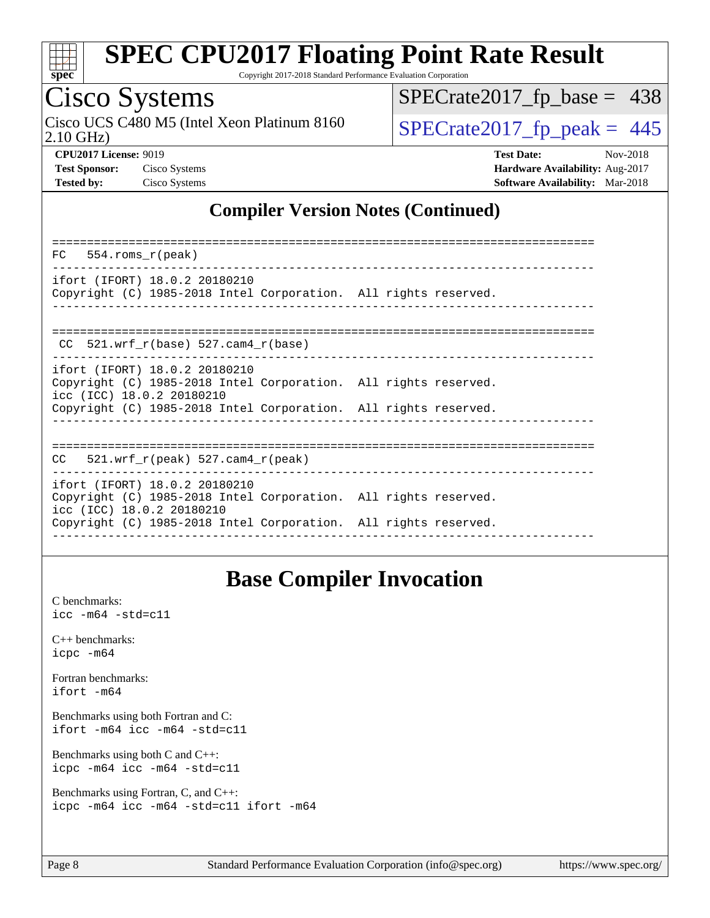# SPEC CPU2017 Floating Point Rate Result

Copyright 2017-2018 Standard Performance Evaluation Corporation

## Cisco Systems

Cisco UCS C480 M5 (Intel Xeon Platinum 8160 2.10 GHz)

SPECrate2017_fp_base = 438

SPECrate2017_fp_peak = 445

**CPU2017 License:** 9019
**Test Sponsor:** Cisco Systems
**Tested by:** Cisco Systems

**Test Date:** Nov-2018
**Hardware Availability:** Aug-2017
**Software Availability:** Mar-2018

## Compiler Version Notes (Continued)

```
==============================================================================
FC   554.roms_r(peak)
------------------------------------------------------------------------------
ifort (IFORT) 18.0.2 20180210
Copyright (C) 1985-2018 Intel Corporation.  All rights reserved.
------------------------------------------------------------------------------

==============================================================================
 CC  521.wrf_r(base) 527.cam4_r(base)
------------------------------------------------------------------------------
ifort (IFORT) 18.0.2 20180210
Copyright (C) 1985-2018 Intel Corporation.  All rights reserved.
icc (ICC) 18.0.2 20180210
Copyright (C) 1985-2018 Intel Corporation.  All rights reserved.
------------------------------------------------------------------------------

==============================================================================
CC   521.wrf_r(peak) 527.cam4_r(peak)
------------------------------------------------------------------------------
ifort (IFORT) 18.0.2 20180210
Copyright (C) 1985-2018 Intel Corporation.  All rights reserved.
icc (ICC) 18.0.2 20180210
Copyright (C) 1985-2018 Intel Corporation.  All rights reserved.
------------------------------------------------------------------------------
```

## Base Compiler Invocation

C benchmarks:
`icc -m64 -std=c11`

C++ benchmarks:
`icpc -m64`

Fortran benchmarks:
`ifort -m64`

Benchmarks using both Fortran and C:
`ifort -m64 icc -m64 -std=c11`

Benchmarks using both C and C++:
`icpc -m64 icc -m64 -std=c11`

Benchmarks using Fortran, C, and C++:
`icpc -m64 icc -m64 -std=c11 ifort -m64`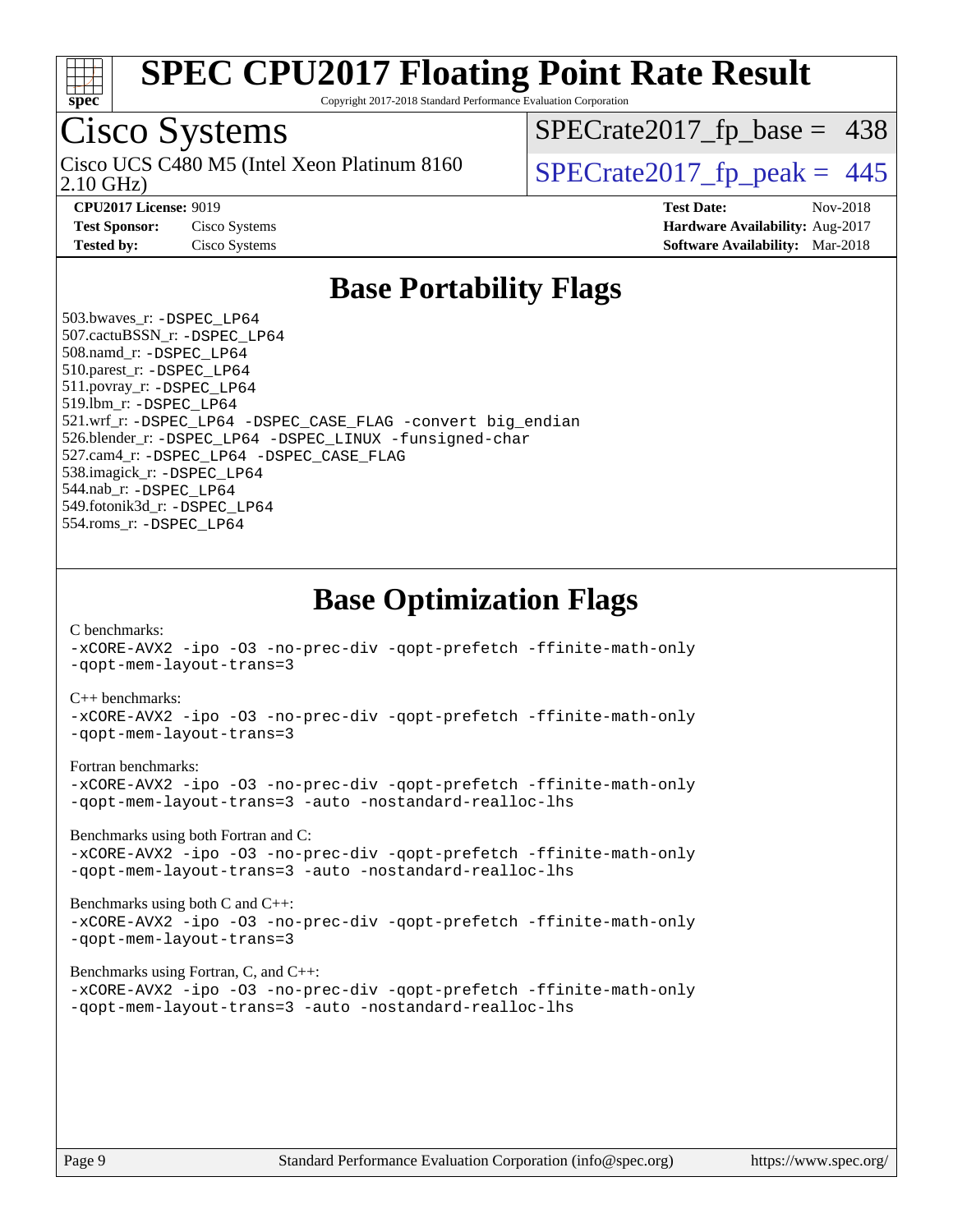# SPEC CPU2017 Floating Point Rate Result

Copyright 2017-2018 Standard Performance Evaluation Corporation

## Cisco Systems

Cisco UCS C480 M5 (Intel Xeon Platinum 8160 2.10 GHz)

SPECrate2017_fp_base = 438

SPECrate2017_fp_peak = 445

**CPU2017 License:** 9019
**Test Sponsor:** Cisco Systems
**Tested by:** Cisco Systems

**Test Date:** Nov-2018
**Hardware Availability:** Aug-2017
**Software Availability:** Mar-2018

## Base Portability Flags

503.bwaves_r: -DSPEC_LP64
507.cactuBSSN_r: -DSPEC_LP64
508.namd_r: -DSPEC_LP64
510.parest_r: -DSPEC_LP64
511.povray_r: -DSPEC_LP64
519.lbm_r: -DSPEC_LP64
521.wrf_r: -DSPEC_LP64 -DSPEC_CASE_FLAG -convert big_endian
526.blender_r: -DSPEC_LP64 -DSPEC_LINUX -funsigned-char
527.cam4_r: -DSPEC_LP64 -DSPEC_CASE_FLAG
538.imagick_r: -DSPEC_LP64
544.nab_r: -DSPEC_LP64
549.fotonik3d_r: -DSPEC_LP64
554.roms_r: -DSPEC_LP64

## Base Optimization Flags

C benchmarks:
-xCORE-AVX2 -ipo -O3 -no-prec-div -qopt-prefetch -ffinite-math-only
-qopt-mem-layout-trans=3

C++ benchmarks:
-xCORE-AVX2 -ipo -O3 -no-prec-div -qopt-prefetch -ffinite-math-only
-qopt-mem-layout-trans=3

Fortran benchmarks:
-xCORE-AVX2 -ipo -O3 -no-prec-div -qopt-prefetch -ffinite-math-only
-qopt-mem-layout-trans=3 -auto -nostandard-realloc-lhs

Benchmarks using both Fortran and C:
-xCORE-AVX2 -ipo -O3 -no-prec-div -qopt-prefetch -ffinite-math-only
-qopt-mem-layout-trans=3 -auto -nostandard-realloc-lhs

Benchmarks using both C and C++:
-xCORE-AVX2 -ipo -O3 -no-prec-div -qopt-prefetch -ffinite-math-only
-qopt-mem-layout-trans=3

Benchmarks using Fortran, C, and C++:
-xCORE-AVX2 -ipo -O3 -no-prec-div -qopt-prefetch -ffinite-math-only
-qopt-mem-layout-trans=3 -auto -nostandard-realloc-lhs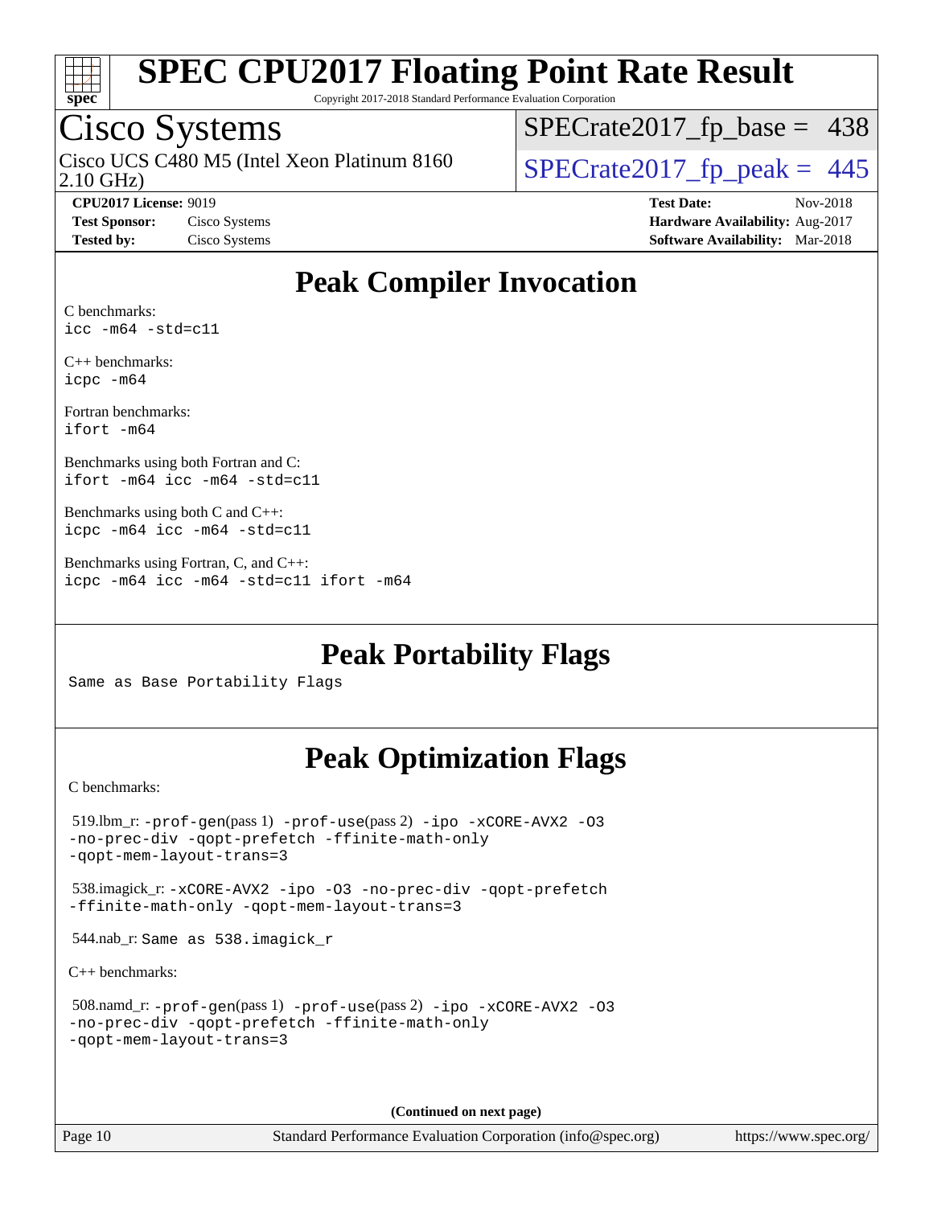## Peak Compiler Invocation

C benchmarks:
`icc -m64 -std=c11`

C++ benchmarks:
`icpc -m64`

Fortran benchmarks:
`ifort -m64`

Benchmarks using both Fortran and C:
`ifort -m64 icc -m64 -std=c11`

Benchmarks using both C and C++:
`icpc -m64 icc -m64 -std=c11`

Benchmarks using Fortran, C, and C++:
`icpc -m64 icc -m64 -std=c11 ifort -m64`

## Peak Portability Flags

Same as Base Portability Flags

## Peak Optimization Flags

C benchmarks:

519.lbm_r: `-prof-gen`(pass 1) `-prof-use`(pass 2) `-ipo -xCORE-AVX2 -O3 -no-prec-div -qopt-prefetch -ffinite-math-only -qopt-mem-layout-trans=3`

538.imagick_r: `-xCORE-AVX2 -ipo -O3 -no-prec-div -qopt-prefetch -ffinite-math-only -qopt-mem-layout-trans=3`

544.nab_r: Same as 538.imagick_r

C++ benchmarks:

508.namd_r: `-prof-gen`(pass 1) `-prof-use`(pass 2) `-ipo -xCORE-AVX2 -O3 -no-prec-div -qopt-prefetch -ffinite-math-only -qopt-mem-layout-trans=3`

**(Continued on next page)**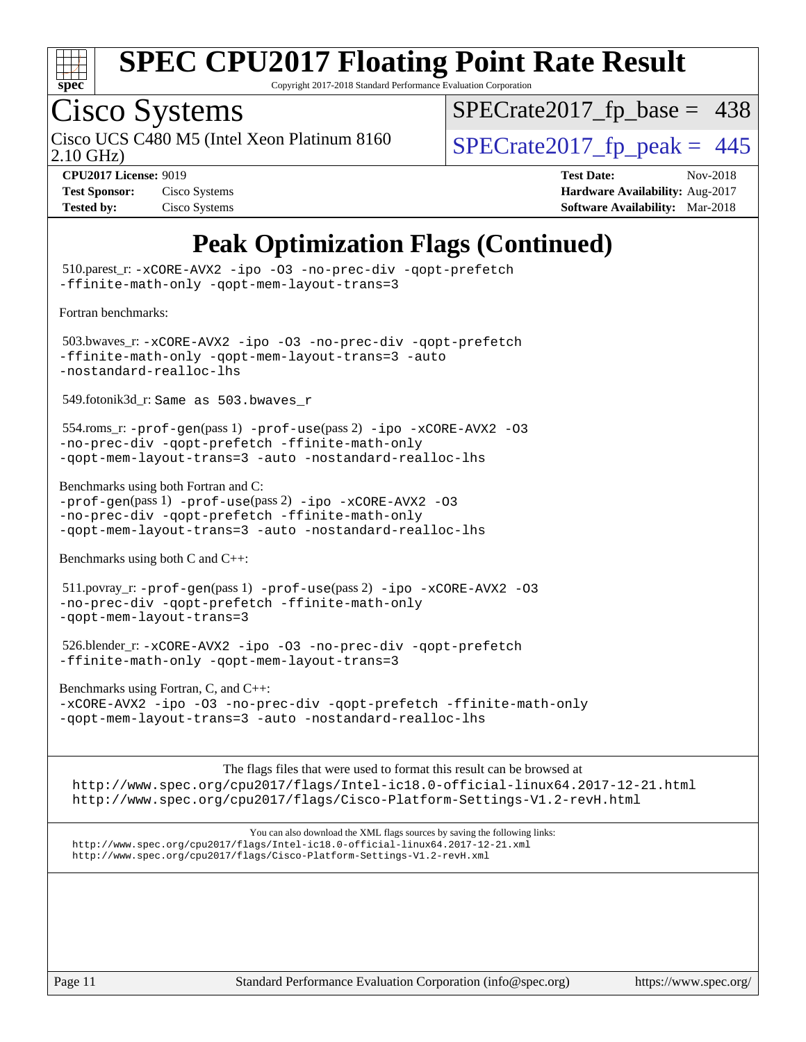# SPEC CPU2017 Floating Point Rate Result

Copyright 2017-2018 Standard Performance Evaluation Corporation

## Cisco Systems

Cisco UCS C480 M5 (Intel Xeon Platinum 8160 2.10 GHz)

SPECrate2017_fp_base = 438

SPECrate2017_fp_peak = 445

**CPU2017 License:** 9019
**Test Sponsor:** Cisco Systems
**Tested by:** Cisco Systems

**Test Date:** Nov-2018
**Hardware Availability:** Aug-2017
**Software Availability:** Mar-2018

## Peak Optimization Flags (Continued)

510.parest_r: -xCORE-AVX2 -ipo -O3 -no-prec-div -qopt-prefetch -ffinite-math-only -qopt-mem-layout-trans=3

Fortran benchmarks:

503.bwaves_r: -xCORE-AVX2 -ipo -O3 -no-prec-div -qopt-prefetch -ffinite-math-only -qopt-mem-layout-trans=3 -auto -nostandard-realloc-lhs

549.fotonik3d_r: Same as 503.bwaves_r

554.roms_r: -prof-gen(pass 1) -prof-use(pass 2) -ipo -xCORE-AVX2 -O3 -no-prec-div -qopt-prefetch -ffinite-math-only -qopt-mem-layout-trans=3 -auto -nostandard-realloc-lhs

Benchmarks using both Fortran and C:
-prof-gen(pass 1) -prof-use(pass 2) -ipo -xCORE-AVX2 -O3 -no-prec-div -qopt-prefetch -ffinite-math-only -qopt-mem-layout-trans=3 -auto -nostandard-realloc-lhs

Benchmarks using both C and C++:

511.povray_r: -prof-gen(pass 1) -prof-use(pass 2) -ipo -xCORE-AVX2 -O3 -no-prec-div -qopt-prefetch -ffinite-math-only -qopt-mem-layout-trans=3

526.blender_r: -xCORE-AVX2 -ipo -O3 -no-prec-div -qopt-prefetch -ffinite-math-only -qopt-mem-layout-trans=3

Benchmarks using Fortran, C, and C++:
-xCORE-AVX2 -ipo -O3 -no-prec-div -qopt-prefetch -ffinite-math-only -qopt-mem-layout-trans=3 -auto -nostandard-realloc-lhs

The flags files that were used to format this result can be browsed at
http://www.spec.org/cpu2017/flags/Intel-ic18.0-official-linux64.2017-12-21.html
http://www.spec.org/cpu2017/flags/Cisco-Platform-Settings-V1.2-revH.html

You can also download the XML flags sources by saving the following links:
http://www.spec.org/cpu2017/flags/Intel-ic18.0-official-linux64.2017-12-21.xml
http://www.spec.org/cpu2017/flags/Cisco-Platform-Settings-V1.2-revH.xml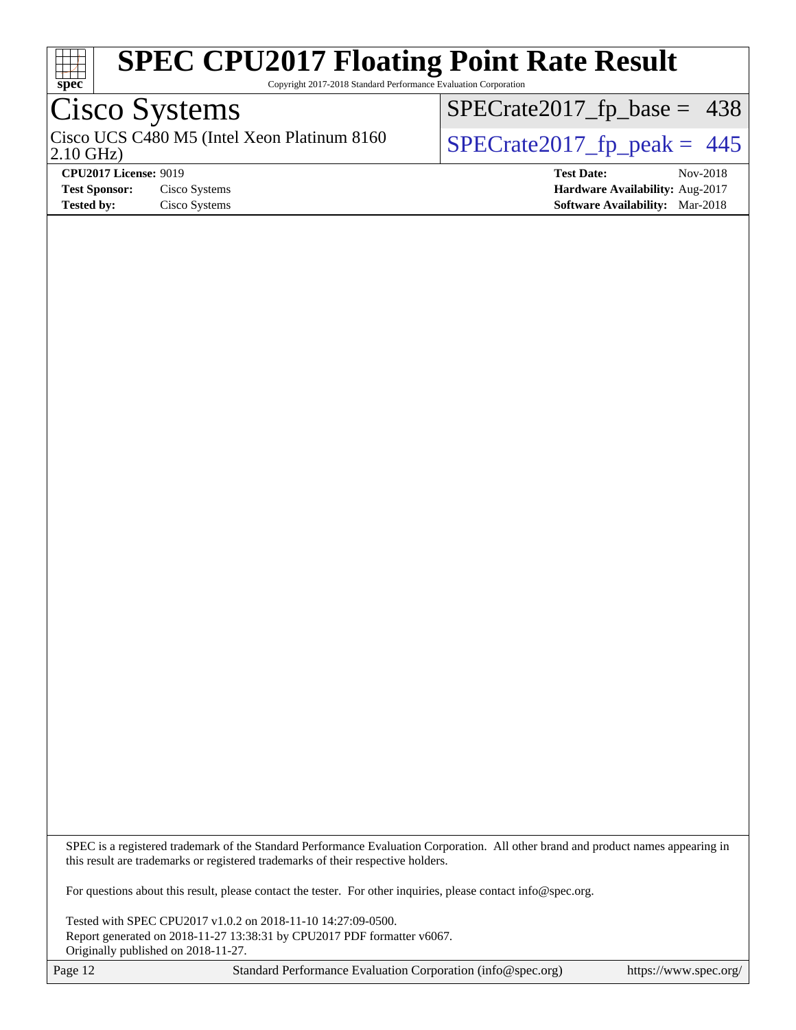SPEC is a registered trademark of the Standard Performance Evaluation Corporation. All other brand and product names appearing in this result are trademarks or registered trademarks of their respective holders.

For questions about this result, please contact the tester. For other inquiries, please contact info@spec.org.

Tested with SPEC CPU2017 v1.0.2 on 2018-11-10 14:27:09-0500.
Report generated on 2018-11-27 13:38:31 by CPU2017 PDF formatter v6067.
Originally published on 2018-11-27.